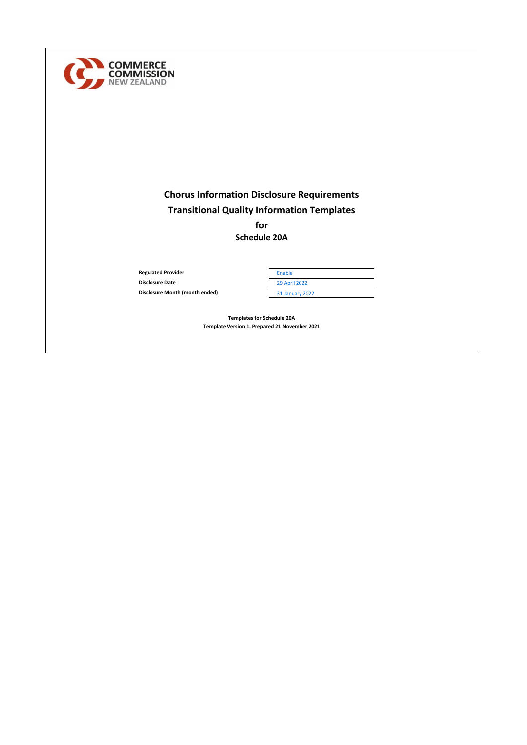COMMERCE COMMISSION
NEW ZEALAND

# Chorus Information Disclosure Requirements
# Transitional Quality Information Templates
# for
# Schedule 20A

| | |
|---|---|
| **Regulated Provider** | Enable |
| **Disclosure Date** | 29 April 2022 |
| **Disclosure Month (month ended)** | 31 January 2022 |

**Templates for Schedule 20A**
**Template Version 1. Prepared 21 November 2021**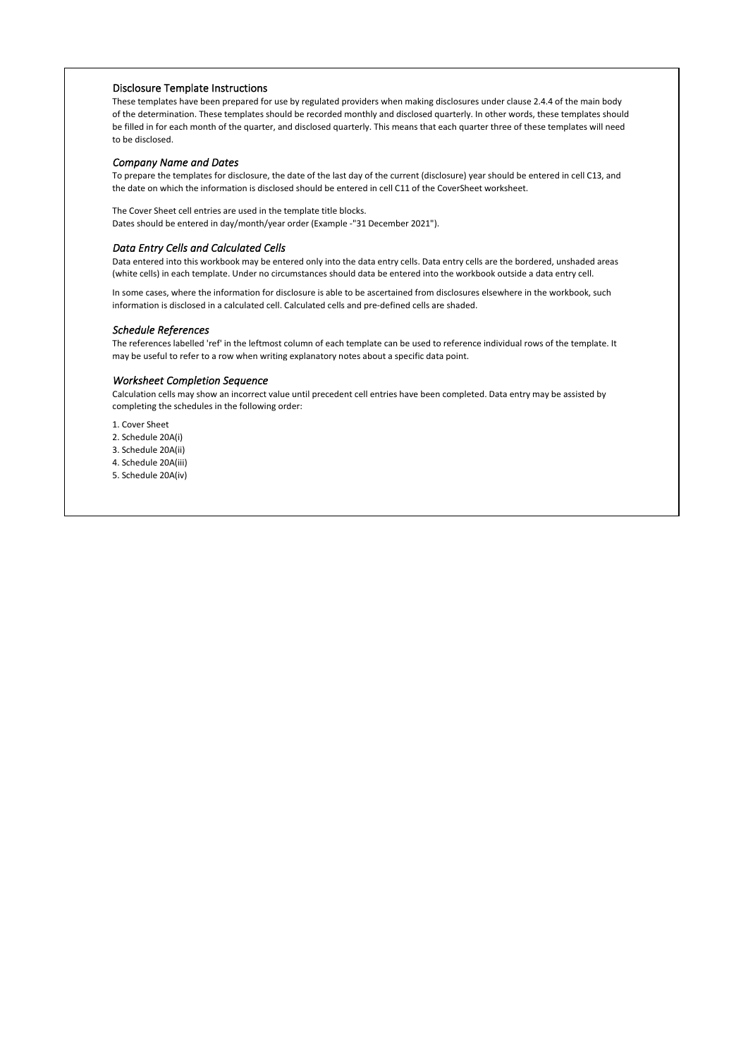## Disclosure Template Instructions

These templates have been prepared for use by regulated providers when making disclosures under clause 2.4.4 of the main body of the determination. These templates should be recorded monthly and disclosed quarterly. In other words, these templates should be filled in for each month of the quarter, and disclosed quarterly. This means that each quarter three of these templates will need to be disclosed.

### *Company Name and Dates*

To prepare the templates for disclosure, the date of the last day of the current (disclosure) year should be entered in cell C13, and the date on which the information is disclosed should be entered in cell C11 of the CoverSheet worksheet.

The Cover Sheet cell entries are used in the template title blocks.
Dates should be entered in day/month/year order (Example -"31 December 2021").

### *Data Entry Cells and Calculated Cells*

Data entered into this workbook may be entered only into the data entry cells. Data entry cells are the bordered, unshaded areas (white cells) in each template. Under no circumstances should data be entered into the workbook outside a data entry cell.

In some cases, where the information for disclosure is able to be ascertained from disclosures elsewhere in the workbook, such information is disclosed in a calculated cell. Calculated cells and pre-defined cells are shaded.

### *Schedule References*

The references labelled 'ref' in the leftmost column of each template can be used to reference individual rows of the template. It may be useful to refer to a row when writing explanatory notes about a specific data point.

### *Worksheet Completion Sequence*

Calculation cells may show an incorrect value until precedent cell entries have been completed. Data entry may be assisted by completing the schedules in the following order:

1. Cover Sheet
2. Schedule 20A(i)
3. Schedule 20A(ii)
4. Schedule 20A(iii)
5. Schedule 20A(iv)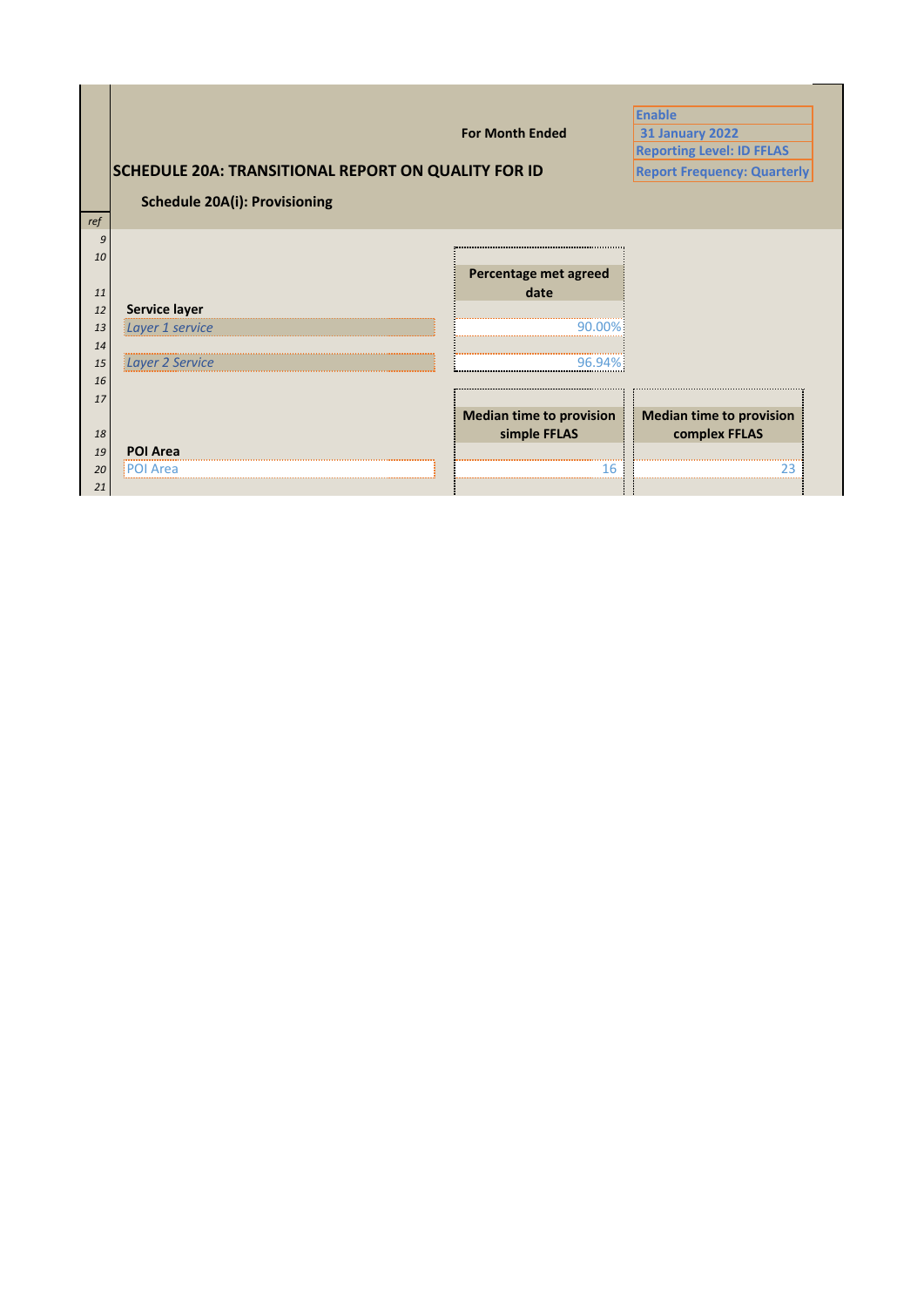Enable
31 January 2022
Reporting Level: ID FFLAS
Report Frequency: Quarterly

For Month Ended

## SCHEDULE 20A: TRANSITIONAL REPORT ON QUALITY FOR ID

### Schedule 20A(i): Provisioning

| ref | | Percentage met agreed date | |
|---|---|---|---|
| 9 | | | |
| 10 | | | |
| 11 | | Percentage met agreed date | |
| 12 | **Service layer** | | |
| 13 | *Layer 1 service* | 90.00% | |
| 14 | | | |
| 15 | *Layer 2 Service* | 96.94% | |
| 16 | | | |
| 17 | | | |
| 18 | | **Median time to provision simple FFLAS** | **Median time to provision complex FFLAS** |
| 19 | **POI Area** | | |
| 20 | POI Area | 16 | 23 |
| 21 | | | |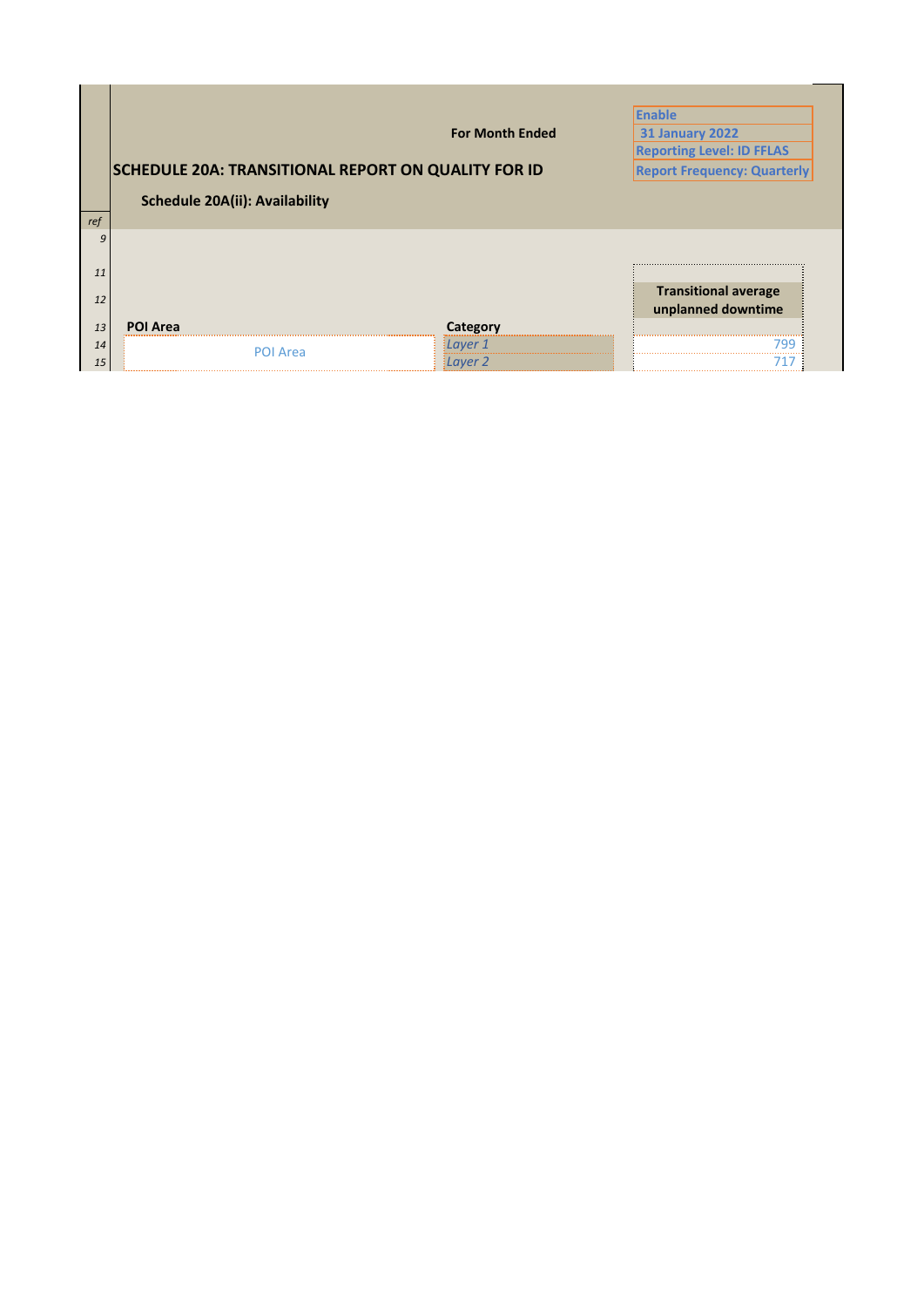| | | For Month Ended | Enable |
|---|---|---|---|
| | | | 31 January 2022 |
| | | | Reporting Level: ID FFLAS |
| | **SCHEDULE 20A: TRANSITIONAL REPORT ON QUALITY FOR ID** | | Report Frequency: Quarterly |

**SCHEDULE 20A: TRANSITIONAL REPORT ON QUALITY FOR ID**

**Schedule 20A(ii): Availability**

| ref | POI Area | Category | Transitional average unplanned downtime |
|---|---|---|---|
| 9 | | | |
| 11 | | | |
| 12 | | | |
| 13 | **POI Area** | **Category** | |
| 14 | POI Area | *Layer 1* | 799 |
| 15 | | *Layer 2* | 717 |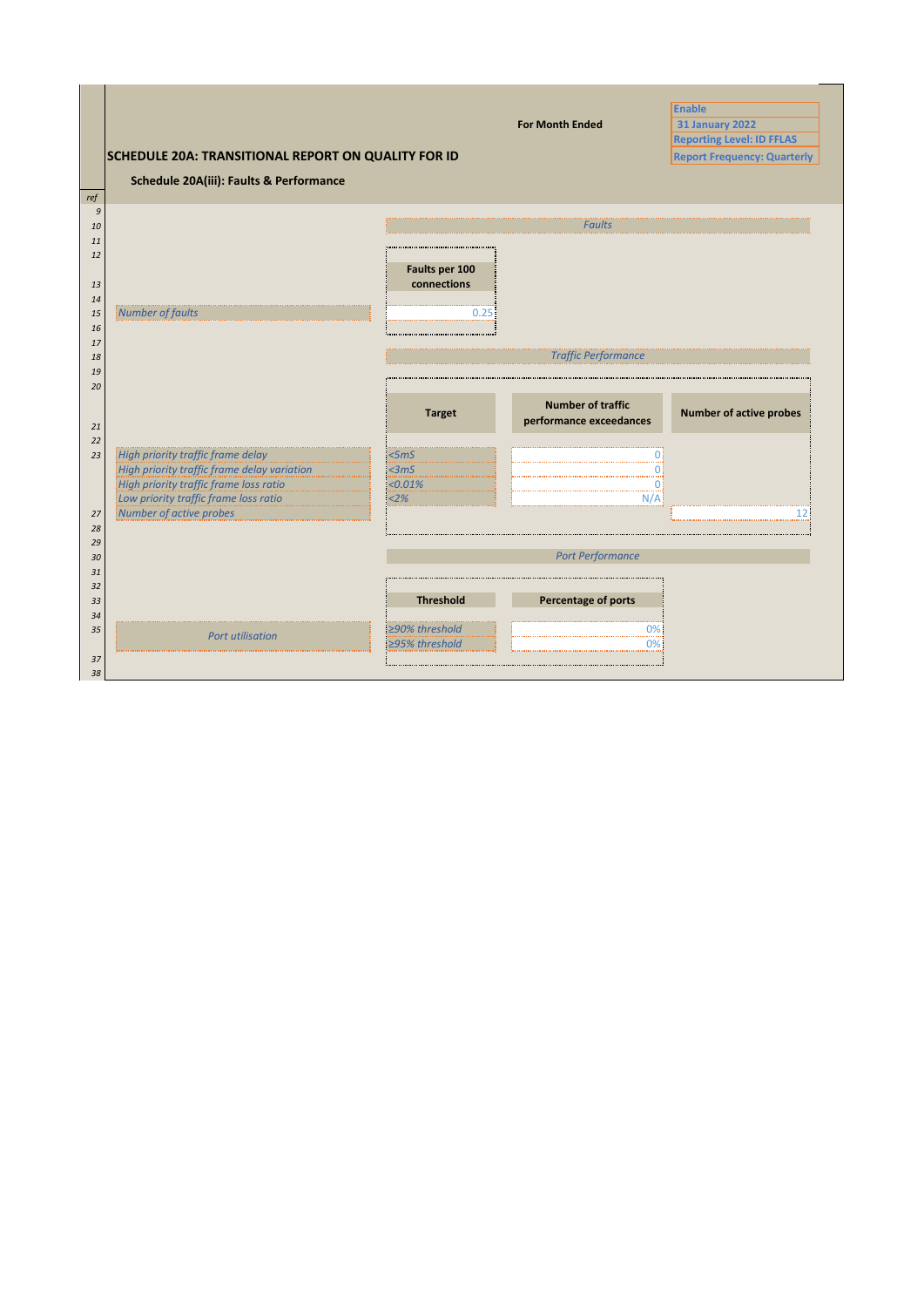# SCHEDULE 20A: TRANSITIONAL REPORT ON QUALITY FOR ID

For Month Ended

Enable
31 January 2022
Reporting Level: ID FFLAS
Report Frequency: Quarterly

## Schedule 20A(iii): Faults & Performance

### Faults

| | Faults per 100 connections |
|---|---|
| Number of faults | 0.25 |

### Traffic Performance

| | Target | Number of traffic performance exceedances | Number of active probes |
|---|---|---|---|
| High priority traffic frame delay | <5mS | 0 | |
| High priority traffic frame delay variation | <3mS | 0 | |
| High priority traffic frame loss ratio | <0.01% | 0 | |
| Low priority traffic frame loss ratio | <2% | N/A | |
| Number of active probes | | | 12 |

### Port Performance

| | Threshold | Percentage of ports |
|---|---|---|
| Port utilisation | ≥90% threshold | 0% |
| | ≥95% threshold | 0% |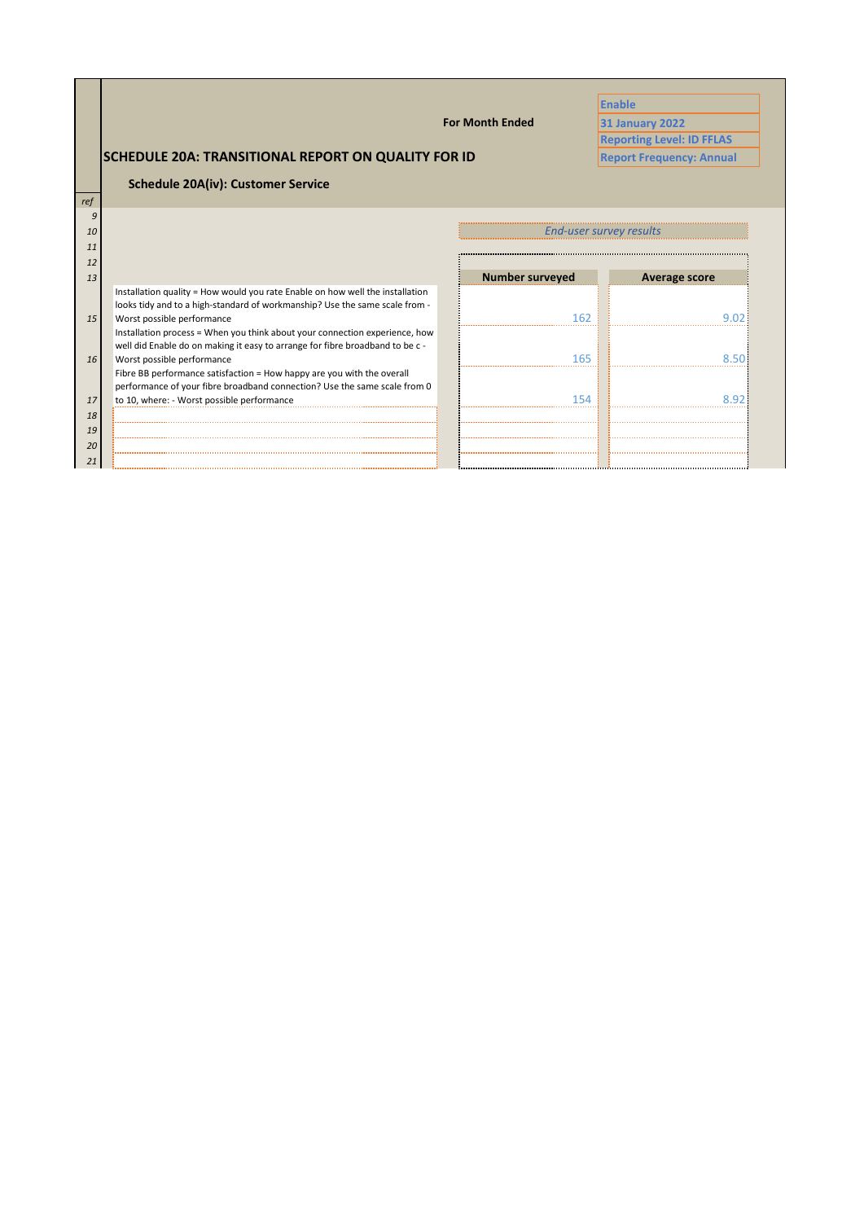Enable
31 January 2022
Reporting Level: ID FFLAS
Report Frequency: Annual

For Month Ended

# SCHEDULE 20A: TRANSITIONAL REPORT ON QUALITY FOR ID

## Schedule 20A(iv): Customer Service

| ref | | *End-user survey results* | |
|---|---|---|---|
| 13 | | **Number surveyed** | **Average score** |
| 15 | Installation quality = How would you rate Enable on how well the installation looks tidy and to a high-standard of workmanship? Use the same scale from - Worst possible performance | 162 | 9.02 |
| 16 | Installation process = When you think about your connection experience, how well did Enable do on making it easy to arrange for fibre broadband to be c - Worst possible performance | 165 | 8.50 |
| 17 | Fibre BB performance satisfaction = How happy are you with the overall performance of your fibre broadband connection? Use the same scale from 0 to 10, where: - Worst possible performance | 154 | 8.92 |
| 18 | | | |
| 19 | | | |
| 20 | | | |
| 21 | | | |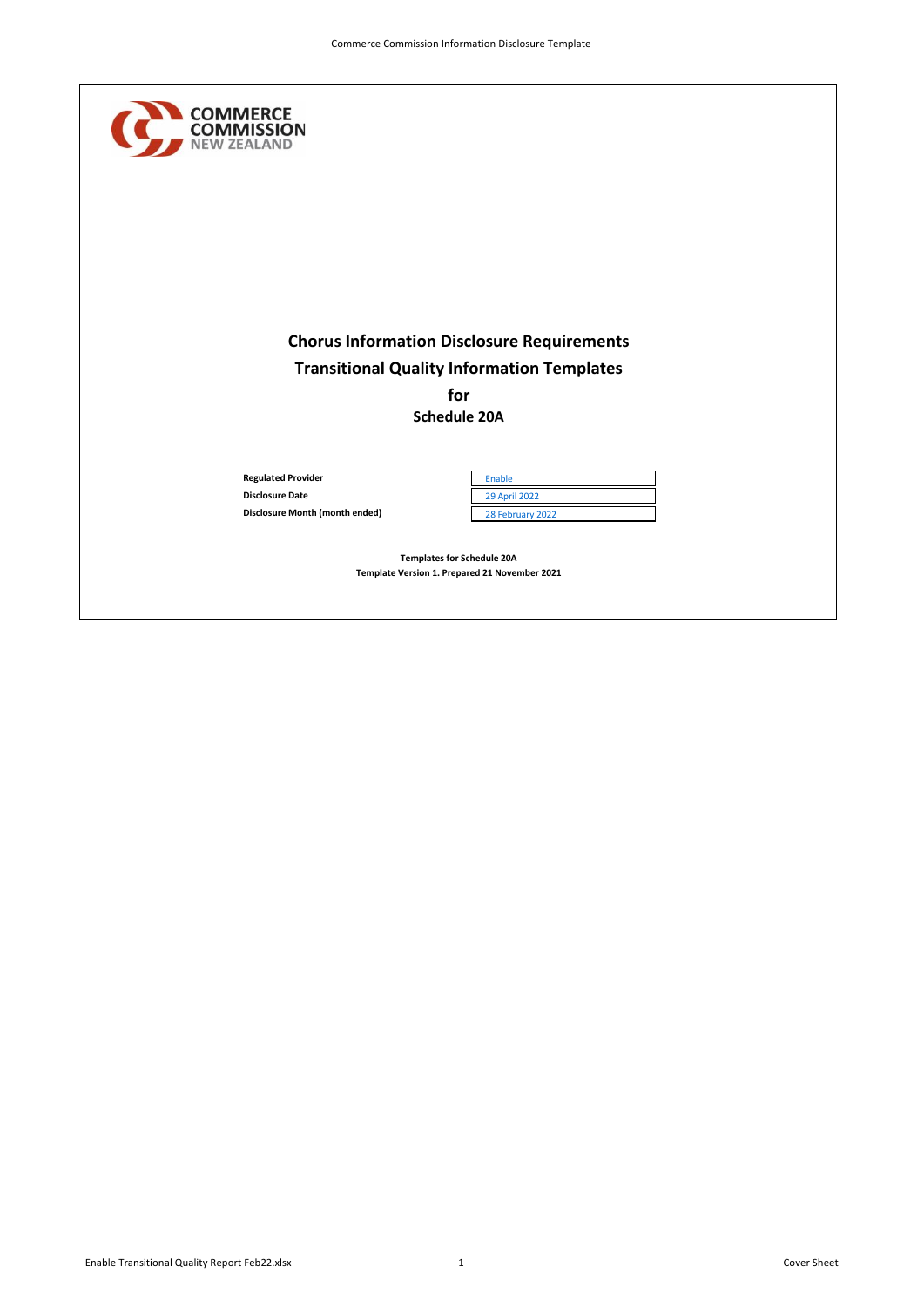COMMERCE COMMISSION NEW ZEALAND

# Chorus Information Disclosure Requirements
# Transitional Quality Information Templates
# for
# Schedule 20A

| | |
|---|---|
| **Regulated Provider** | Enable |
| **Disclosure Date** | 29 April 2022 |
| **Disclosure Month (month ended)** | 28 February 2022 |

**Templates for Schedule 20A**
**Template Version 1. Prepared 21 November 2021**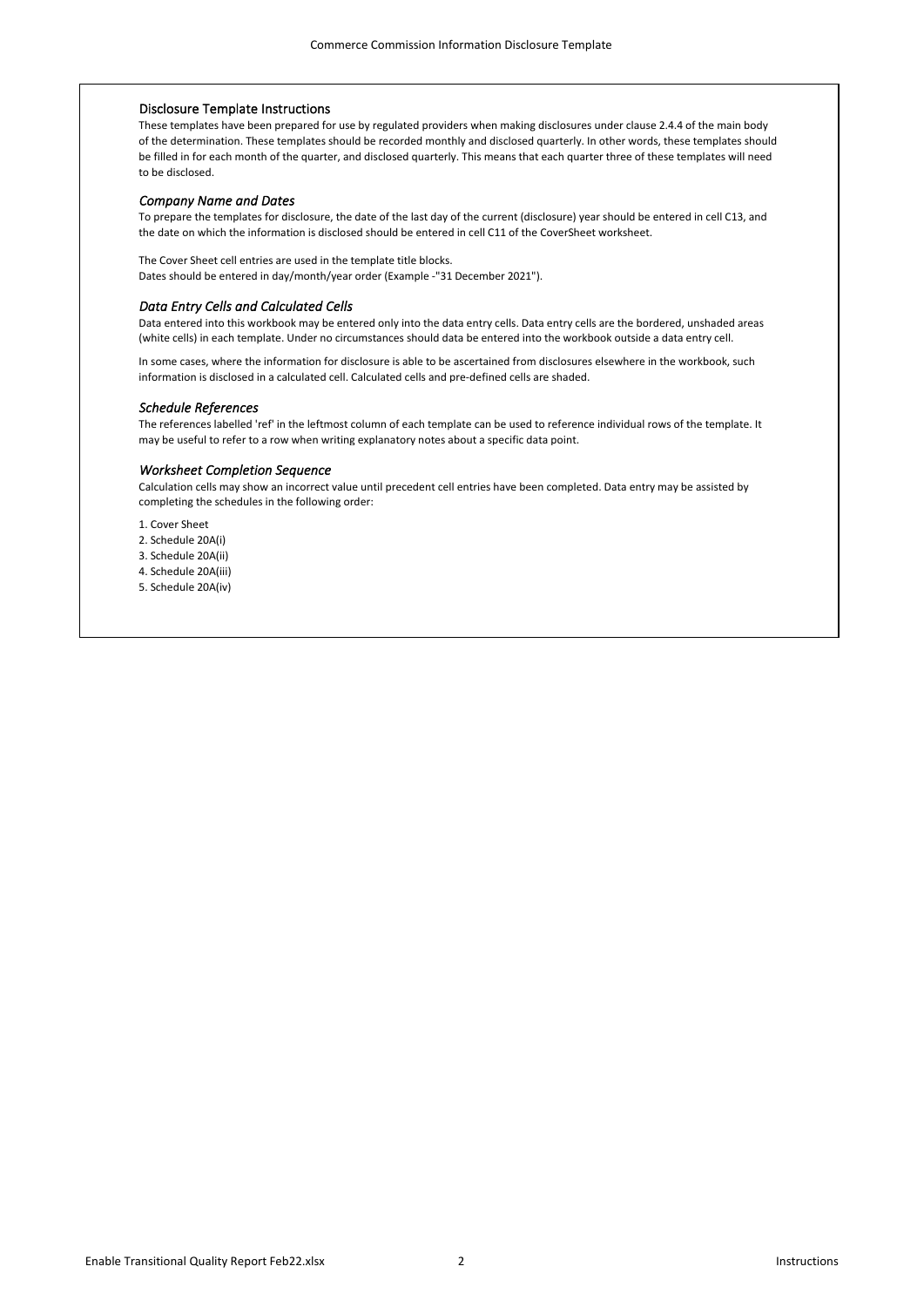## Disclosure Template Instructions

These templates have been prepared for use by regulated providers when making disclosures under clause 2.4.4 of the main body of the determination. These templates should be recorded monthly and disclosed quarterly. In other words, these templates should be filled in for each month of the quarter, and disclosed quarterly. This means that each quarter three of these templates will need to be disclosed.

### *Company Name and Dates*

To prepare the templates for disclosure, the date of the last day of the current (disclosure) year should be entered in cell C13, and the date on which the information is disclosed should be entered in cell C11 of the CoverSheet worksheet.

The Cover Sheet cell entries are used in the template title blocks.
Dates should be entered in day/month/year order (Example -"31 December 2021").

### *Data Entry Cells and Calculated Cells*

Data entered into this workbook may be entered only into the data entry cells. Data entry cells are the bordered, unshaded areas (white cells) in each template. Under no circumstances should data be entered into the workbook outside a data entry cell.

In some cases, where the information for disclosure is able to be ascertained from disclosures elsewhere in the workbook, such information is disclosed in a calculated cell. Calculated cells and pre-defined cells are shaded.

### *Schedule References*

The references labelled 'ref' in the leftmost column of each template can be used to reference individual rows of the template. It may be useful to refer to a row when writing explanatory notes about a specific data point.

### *Worksheet Completion Sequence*

Calculation cells may show an incorrect value until precedent cell entries have been completed. Data entry may be assisted by completing the schedules in the following order:

1. Cover Sheet
2. Schedule 20A(i)
3. Schedule 20A(ii)
4. Schedule 20A(iii)
5. Schedule 20A(iv)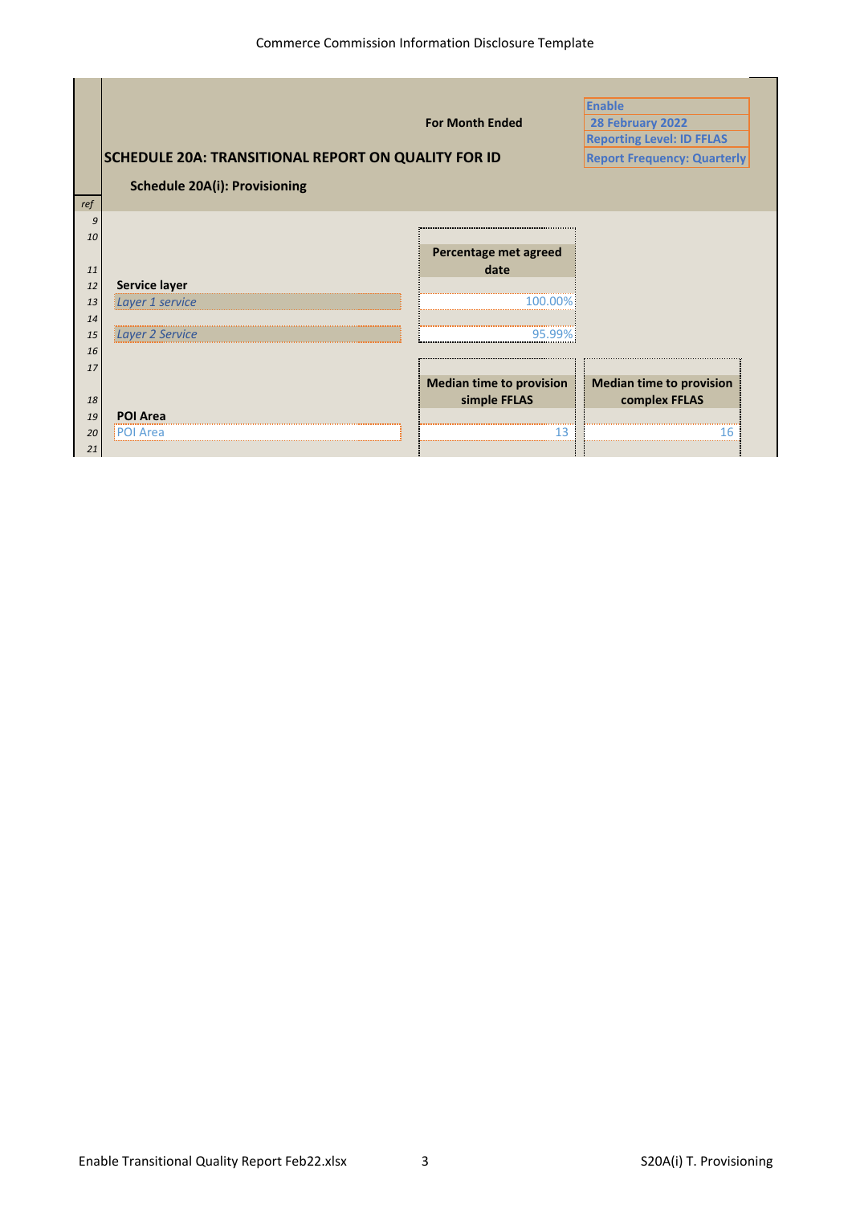| | | | |
|---|---|---|---|
| | For Month Ended | | Enable<br>28 February 2022<br>Reporting Level: ID FFLAS<br>Report Frequency: Quarterly |

# SCHEDULE 20A: TRANSITIONAL REPORT ON QUALITY FOR ID

## Schedule 20A(i): Provisioning

| ref | | Percentage met agreed date | |
|---|---|---|---|
| 12 | **Service layer** | | |
| 13 | *Layer 1 service* | 100.00% | |
| 14 | | | |
| 15 | *Layer 2 Service* | 95.99% | |
| 16 | | | |
| 17 | | | |
| 18 | | **Median time to provision simple FFLAS** | **Median time to provision complex FFLAS** |
| 19 | **POI Area** | | |
| 20 | POI Area | 13 | 16 |
| 21 | | | |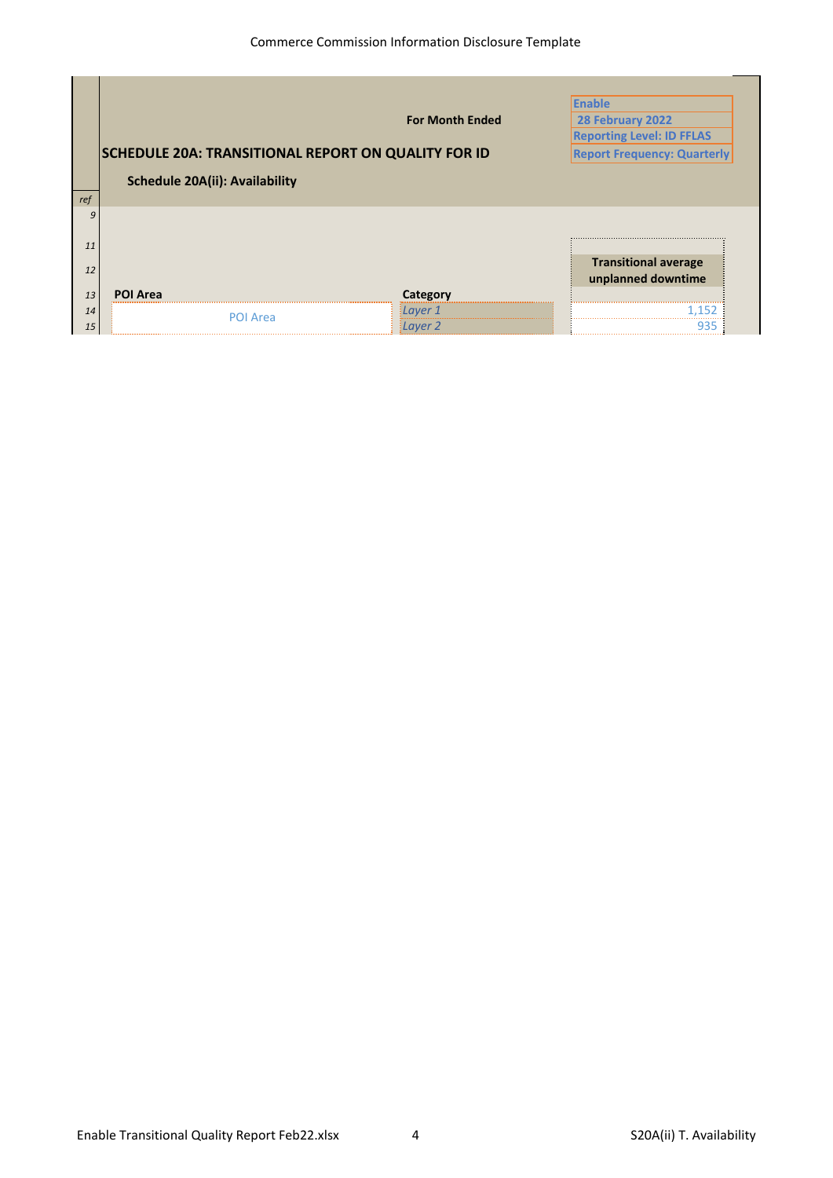Commerce Commission Information Disclosure Template

| | | |
|---|---|---|
| | **For Month Ended** | Enable |
| | | 28 February 2022 |
| | | Reporting Level: ID FFLAS |
| | | Report Frequency: Quarterly |

## SCHEDULE 20A: TRANSITIONAL REPORT ON QUALITY FOR ID

### Schedule 20A(ii): Availability

| ref | POI Area | Category | Transitional average unplanned downtime |
|---|---|---|---|
| 14 | POI Area | *Layer 1* | 1,152 |
| 15 | | *Layer 2* | 935 |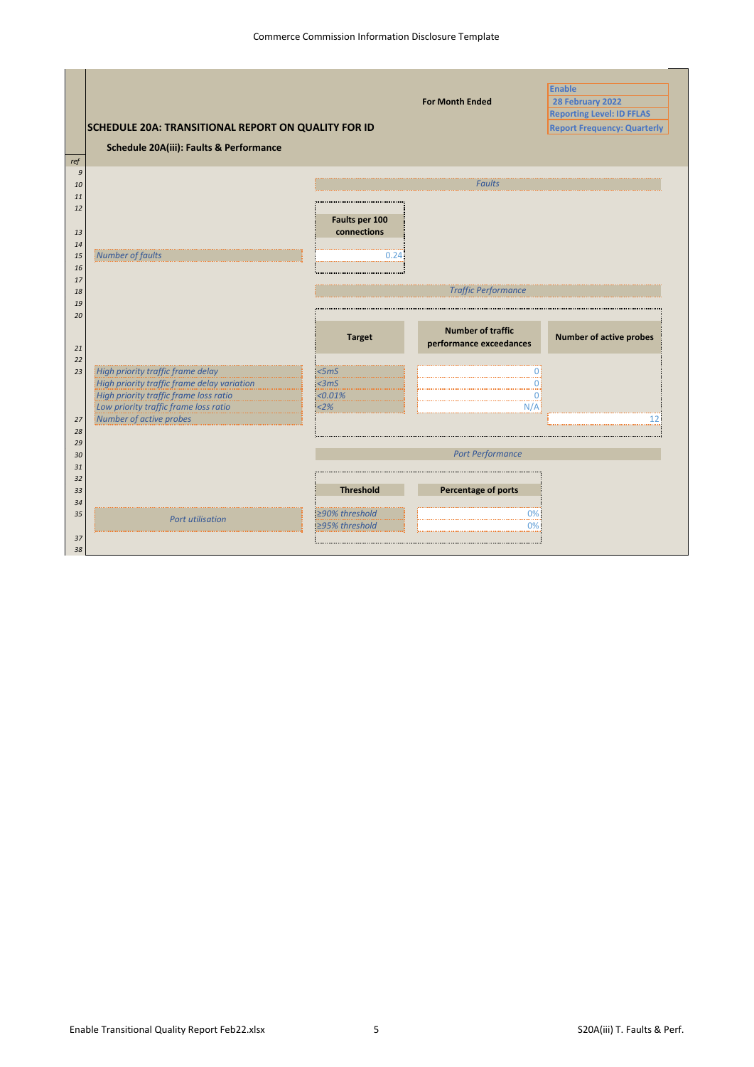# SCHEDULE 20A: TRANSITIONAL REPORT ON QUALITY FOR ID

**For Month Ended**

Enable
28 February 2022
Reporting Level: ID FFLAS
Report Frequency: Quarterly

## Schedule 20A(iii): Faults & Performance

### Faults

| ref | | Faults per 100 connections |
|---|---|---|
| 15 | Number of faults | 0.24 |

### Traffic Performance

| ref | | Target | Number of traffic performance exceedances | Number of active probes |
|---|---|---|---|---|
| 23 | High priority traffic frame delay | <5mS | 0 | |
| | High priority traffic frame delay variation | <3mS | 0 | |
| | High priority traffic frame loss ratio | <0.01% | 0 | |
| | Low priority traffic frame loss ratio | <2% | N/A | |
| 27 | Number of active probes | | | 12 |

### Port Performance

| ref | | Threshold | Percentage of ports |
|---|---|---|---|
| 35 | Port utilisation | ≥90% threshold | 0% |
| | | ≥95% threshold | 0% |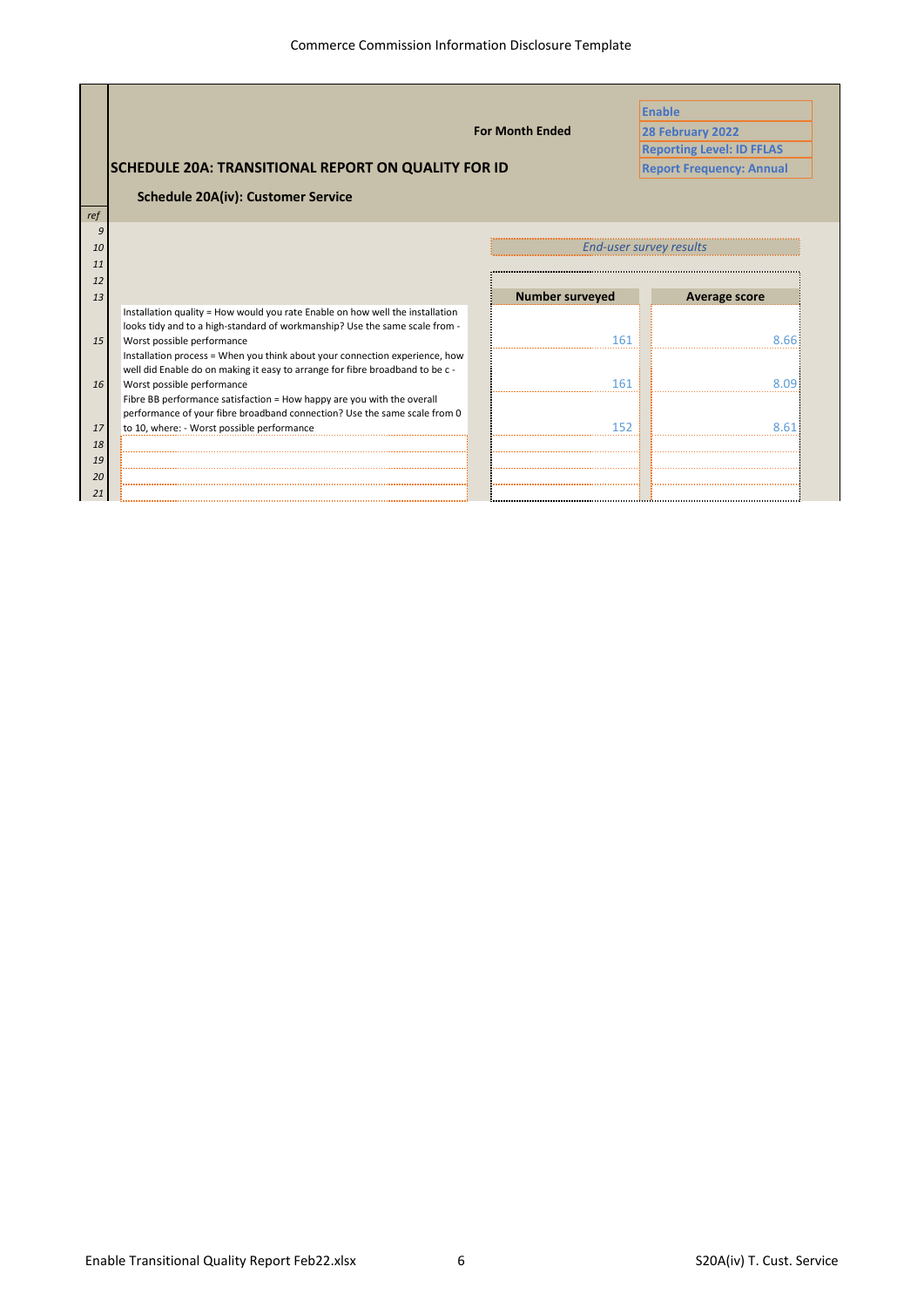Commerce Commission Information Disclosure Template

| | |
|---|---|
| For Month Ended | **Enable** |
| | **28 February 2022** |
| | **Reporting Level: ID FFLAS** |
| | **Report Frequency: Annual** |

## SCHEDULE 20A: TRANSITIONAL REPORT ON QUALITY FOR ID

### Schedule 20A(iv): Customer Service

| ref | | *End-user survey results* | |
|---|---|---|---|
| 13 | | **Number surveyed** | **Average score** |
| 15 | Installation quality = How would you rate Enable on how well the installation looks tidy and to a high-standard of workmanship? Use the same scale from - Worst possible performance | 161 | 8.66 |
| 16 | Installation process = When you think about your connection experience, how well did Enable do on making it easy to arrange for fibre broadband to be c - Worst possible performance | 161 | 8.09 |
| 17 | Fibre BB performance satisfaction = How happy are you with the overall performance of your fibre broadband connection? Use the same scale from 0 to 10, where: - Worst possible performance | 152 | 8.61 |
| 18 | | | |
| 19 | | | |
| 20 | | | |
| 21 | | | |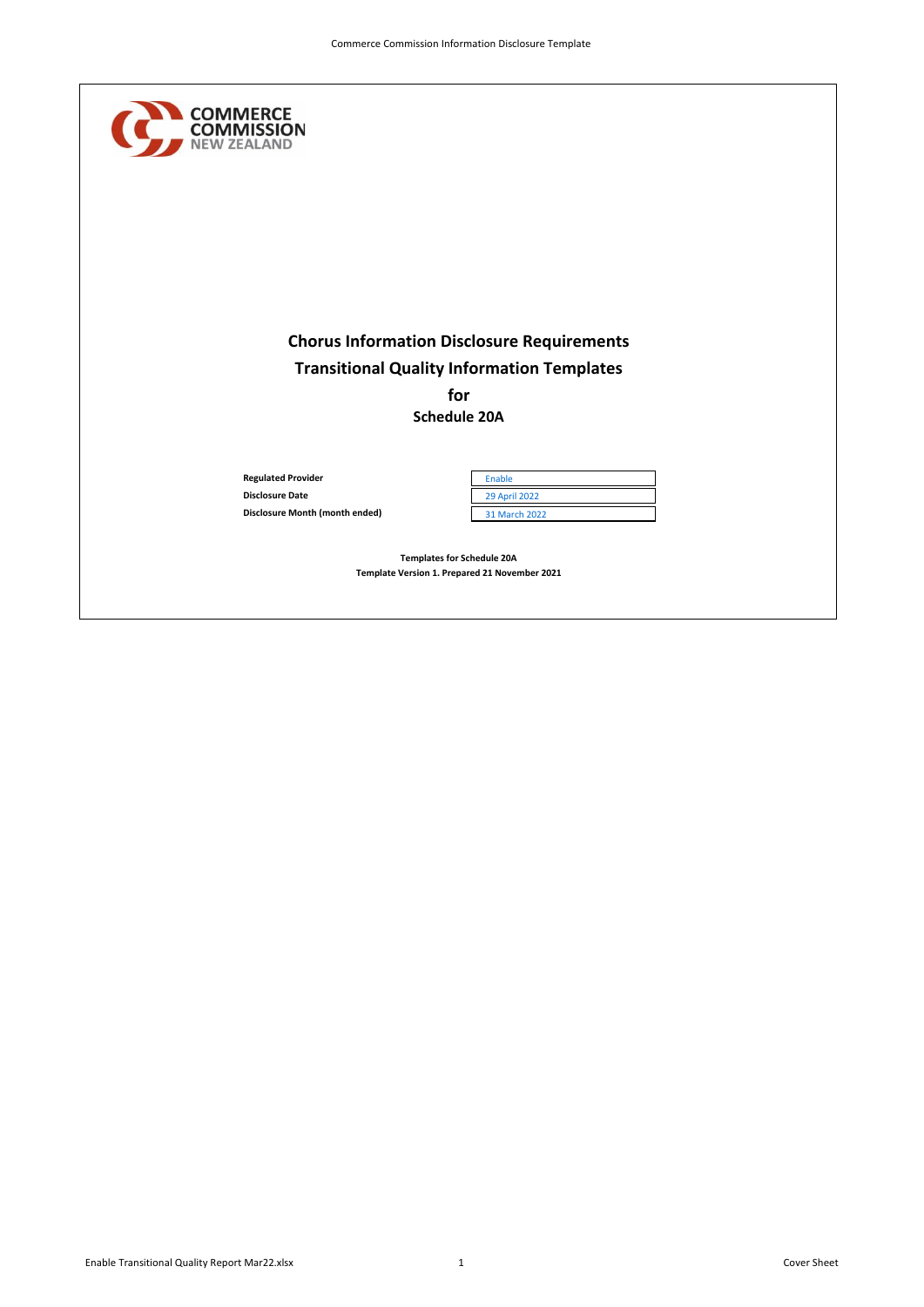COMMERCE COMMISSION NEW ZEALAND

# Chorus Information Disclosure Requirements

## Transitional Quality Information Templates

## for

## Schedule 20A

| | |
|---|---|
| **Regulated Provider** | Enable |
| **Disclosure Date** | 29 April 2022 |
| **Disclosure Month (month ended)** | 31 March 2022 |

**Templates for Schedule 20A**

**Template Version 1. Prepared 21 November 2021**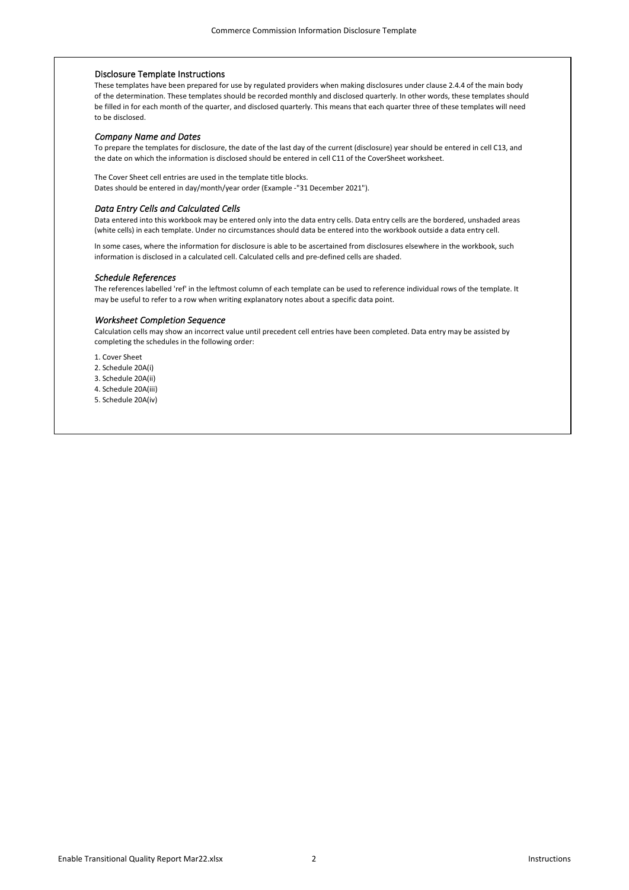## Disclosure Template Instructions

These templates have been prepared for use by regulated providers when making disclosures under clause 2.4.4 of the main body of the determination. These templates should be recorded monthly and disclosed quarterly. In other words, these templates should be filled in for each month of the quarter, and disclosed quarterly. This means that each quarter three of these templates will need to be disclosed.

### *Company Name and Dates*

To prepare the templates for disclosure, the date of the last day of the current (disclosure) year should be entered in cell C13, and the date on which the information is disclosed should be entered in cell C11 of the CoverSheet worksheet.

The Cover Sheet cell entries are used in the template title blocks.
Dates should be entered in day/month/year order (Example -"31 December 2021").

### *Data Entry Cells and Calculated Cells*

Data entered into this workbook may be entered only into the data entry cells. Data entry cells are the bordered, unshaded areas (white cells) in each template. Under no circumstances should data be entered into the workbook outside a data entry cell.

In some cases, where the information for disclosure is able to be ascertained from disclosures elsewhere in the workbook, such information is disclosed in a calculated cell. Calculated cells and pre-defined cells are shaded.

### *Schedule References*

The references labelled 'ref' in the leftmost column of each template can be used to reference individual rows of the template. It may be useful to refer to a row when writing explanatory notes about a specific data point.

### *Worksheet Completion Sequence*

Calculation cells may show an incorrect value until precedent cell entries have been completed. Data entry may be assisted by completing the schedules in the following order:

1. Cover Sheet
2. Schedule 20A(i)
3. Schedule 20A(ii)
4. Schedule 20A(iii)
5. Schedule 20A(iv)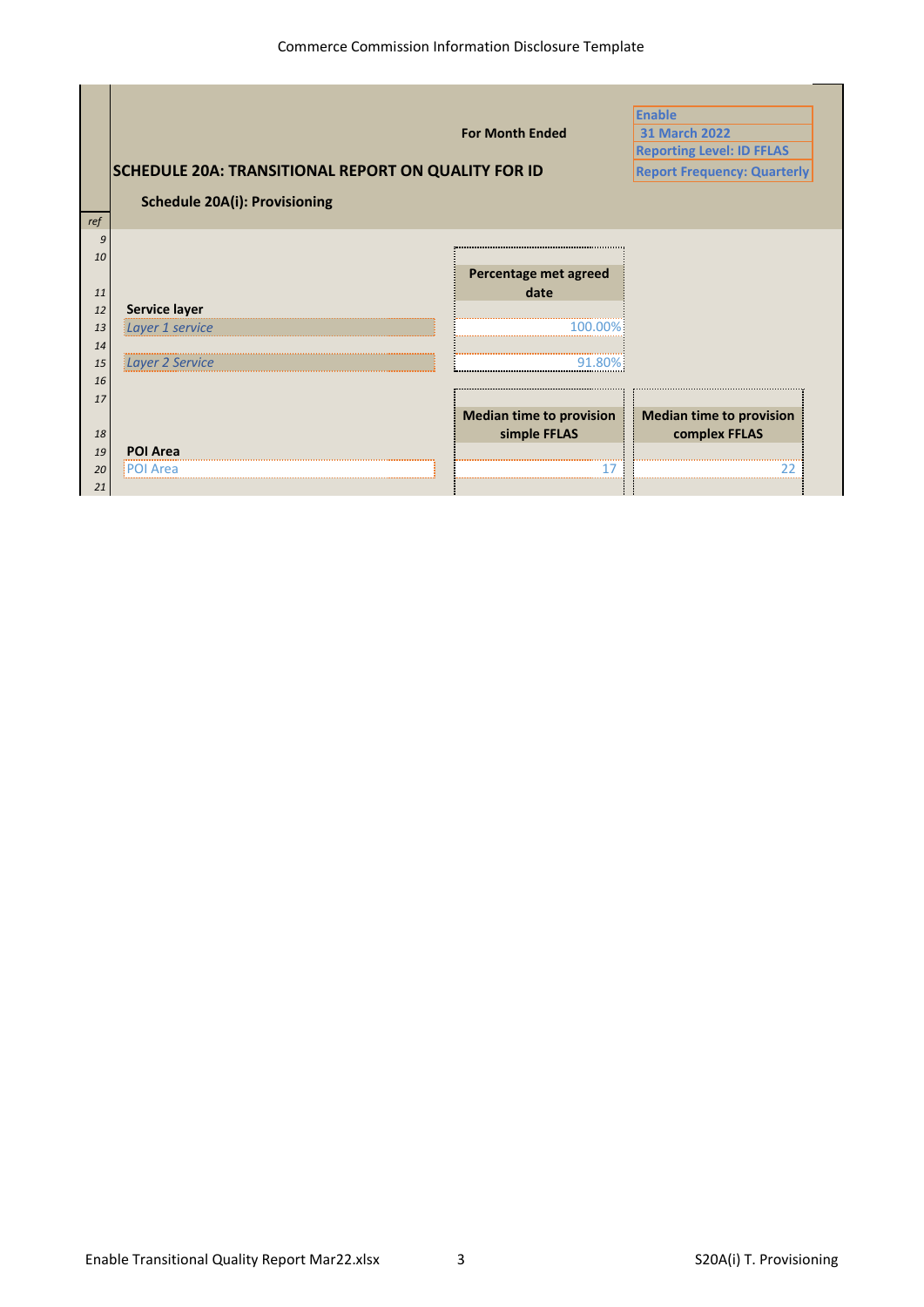| | | |
|---|---|---|
| | **For Month Ended** | Enable |
| | | 31 March 2022 |
| | | Reporting Level: ID FFLAS |
| | | Report Frequency: Quarterly |

## SCHEDULE 20A: TRANSITIONAL REPORT ON QUALITY FOR ID

### Schedule 20A(i): Provisioning

| ref | | Percentage met agreed date |
|---|---|---|
| 12 | **Service layer** | |
| 13 | *Layer 1 service* | 100.00% |
| 15 | *Layer 2 Service* | 91.80% |

| ref | | Median time to provision simple FFLAS | Median time to provision complex FFLAS |
|---|---|---|---|
| 19 | **POI Area** | | |
| 20 | POI Area | 17 | 22 |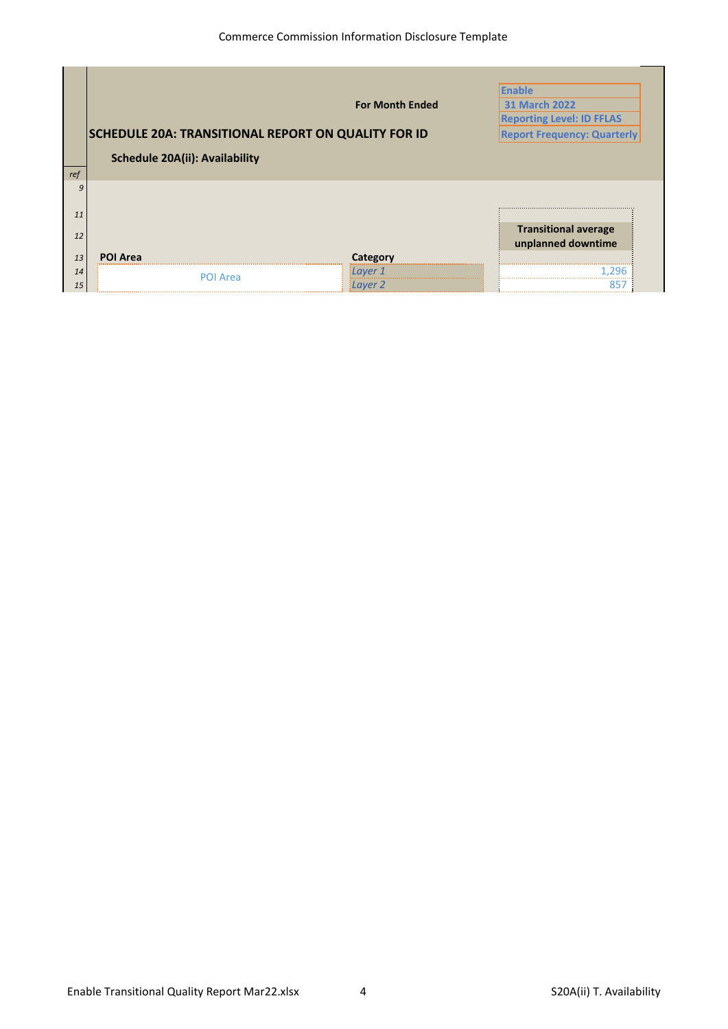| | | |
|---|---|---|
| | **For Month Ended** | **Enable** |
| | | **31 March 2022** |
| | | **Reporting Level: ID FFLAS** |
| **SCHEDULE 20A: TRANSITIONAL REPORT ON QUALITY FOR ID** | | **Report Frequency: Quarterly** |

**Schedule 20A(ii): Availability**

| ref | POI Area | Category | Transitional average unplanned downtime |
|---|---|---|---|
| 14 | POI Area | *Layer 1* | 1,296 |
| 15 | | *Layer 2* | 857 |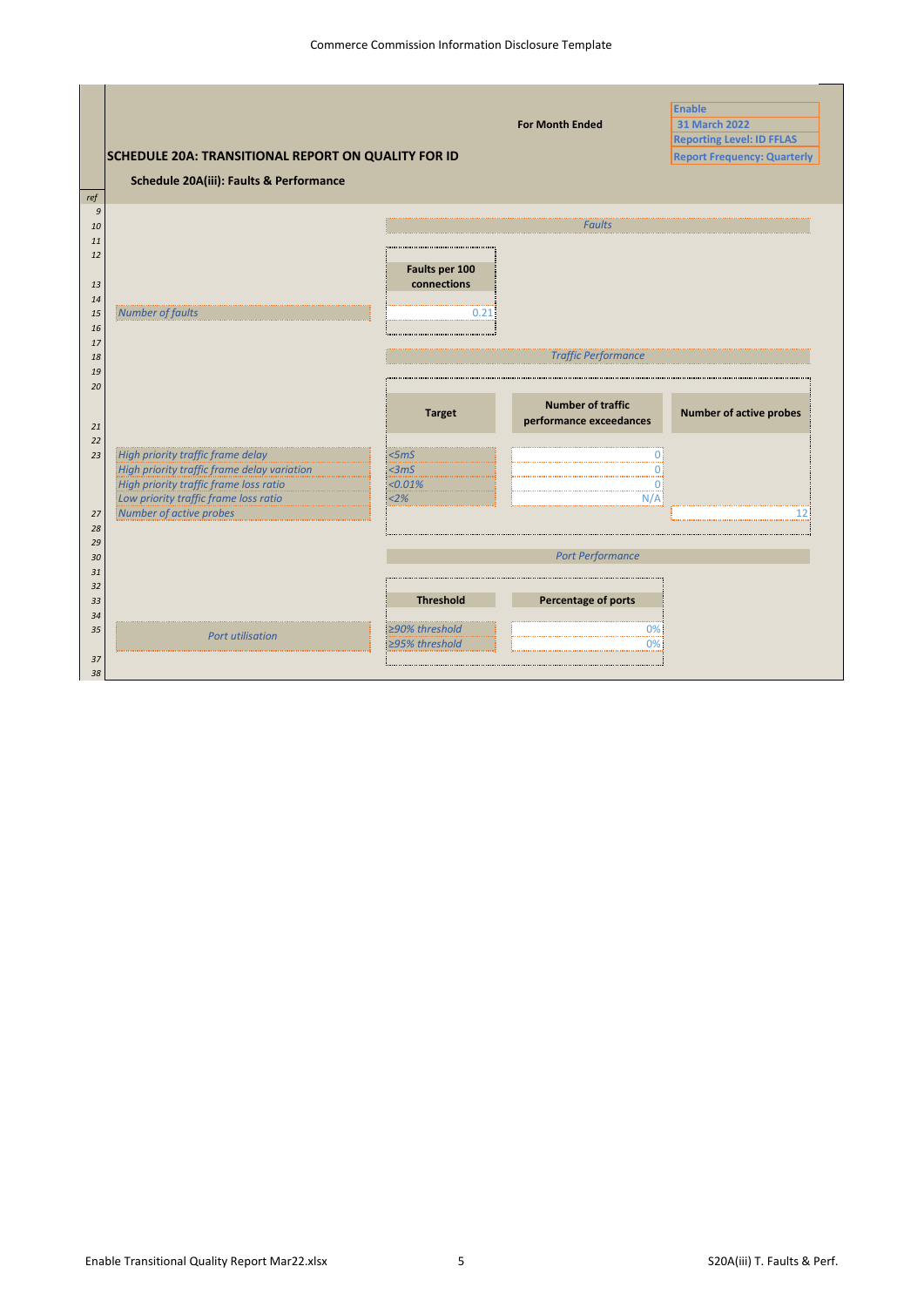| | | For Month Ended | Enable |
|---|---|---|---|
| | | | 31 March 2022 |
| | | | Reporting Level: ID FFLAS |
| | | | Report Frequency: Quarterly |

## SCHEDULE 20A: TRANSITIONAL REPORT ON QUALITY FOR ID

### Schedule 20A(iii): Faults & Performance

#### Faults

| ref | | Faults per 100 connections |
|---|---|---|
| 15 | Number of faults | 0.21 |

#### Traffic Performance

| ref | | Target | Number of traffic performance exceedances | Number of active probes |
|---|---|---|---|---|
| 23 | High priority traffic frame delay | <5mS | 0 | |
| | High priority traffic frame delay variation | <3mS | 0 | |
| | High priority traffic frame loss ratio | <0.01% | 0 | |
| | Low priority traffic frame loss ratio | <2% | N/A | |
| 27 | Number of active probes | | | 12 |

#### Port Performance

| ref | | Threshold | Percentage of ports |
|---|---|---|---|
| 35 | Port utilisation | ≥90% threshold | 0% |
| | | ≥95% threshold | 0% |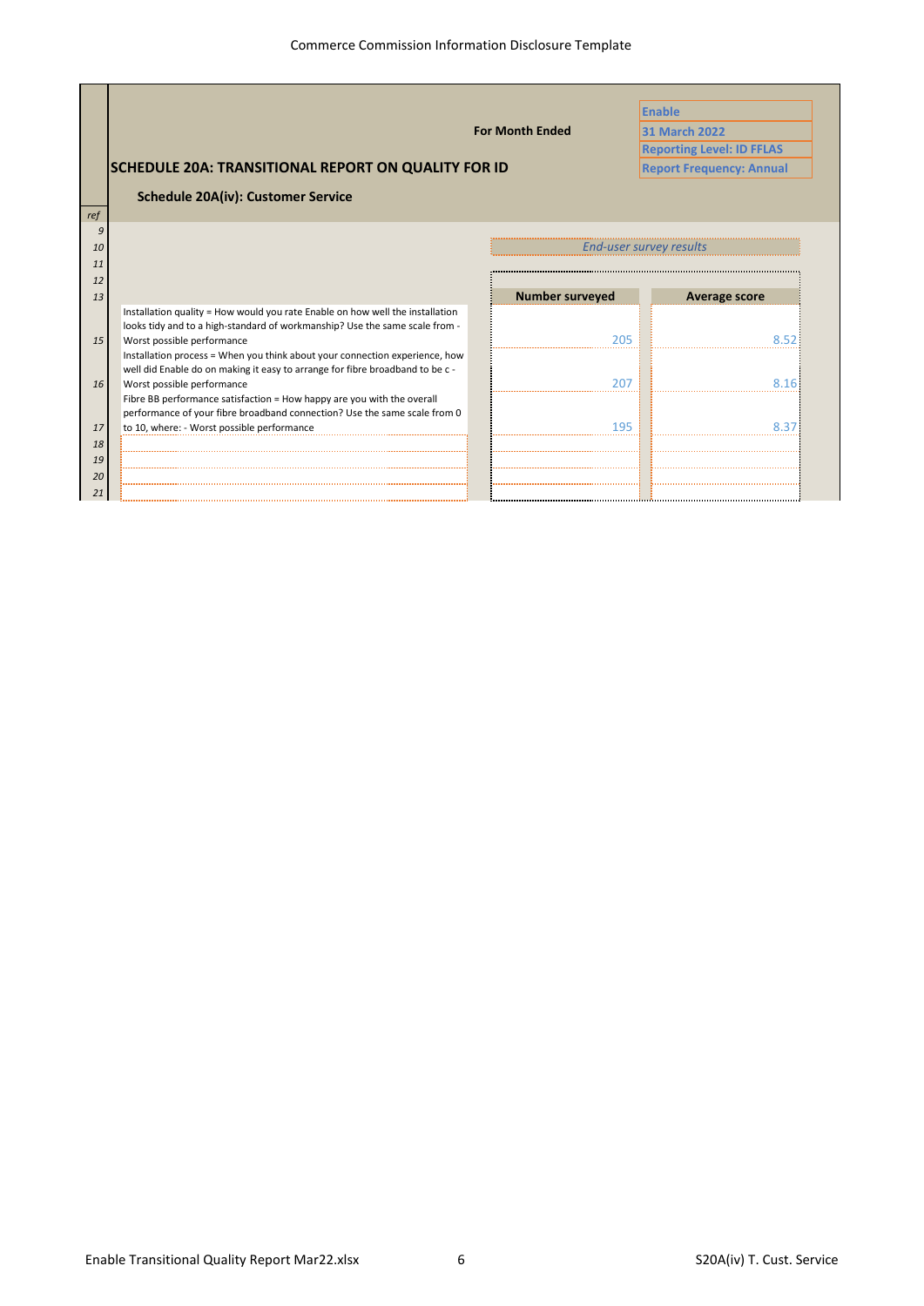| | |
|---|---|
| | Enable |
| For Month Ended | 31 March 2022 |
| | Reporting Level: ID FFLAS |
| | Report Frequency: Annual |

# SCHEDULE 20A: TRANSITIONAL REPORT ON QUALITY FOR ID

## Schedule 20A(iv): Customer Service

| ref | | *End-user survey results* | |
|---|---|---|---|
| 9 | | | |
| 10 | | | |
| 11 | | | |
| 12 | | | |
| 13 | | **Number surveyed** | **Average score** |
| 15 | Installation quality = How would you rate Enable on how well the installation looks tidy and to a high-standard of workmanship? Use the same scale from - Worst possible performance | 205 | 8.52 |
| 16 | Installation process = When you think about your connection experience, how well did Enable do on making it easy to arrange for fibre broadband to be c - Worst possible performance | 207 | 8.16 |
| 17 | Fibre BB performance satisfaction = How happy are you with the overall performance of your fibre broadband connection? Use the same scale from 0 to 10, where: - Worst possible performance | 195 | 8.37 |
| 18 | | | |
| 19 | | | |
| 20 | | | |
| 21 | | | |